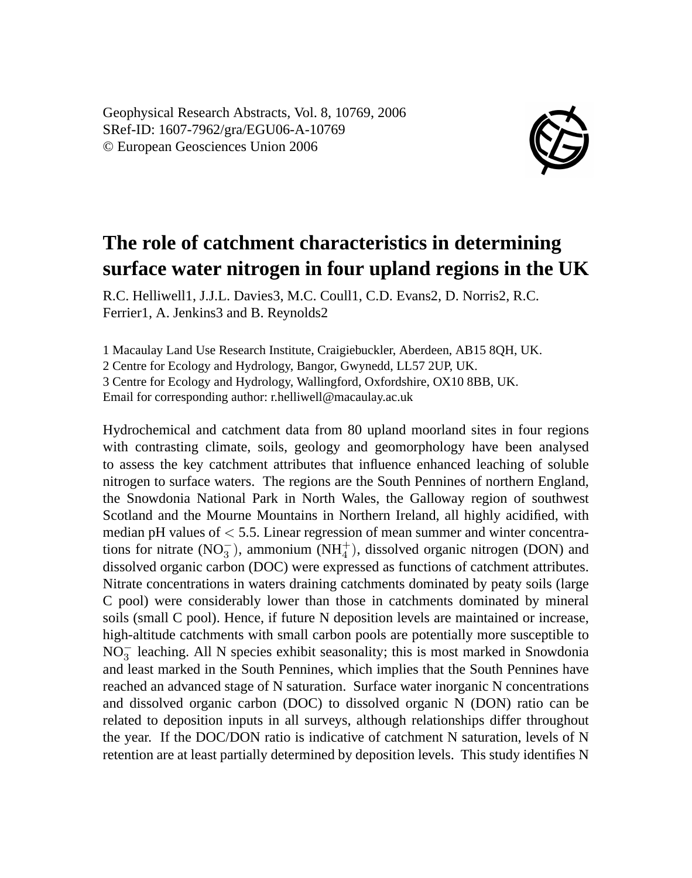Geophysical Research Abstracts, Vol. 8, 10769, 2006
SRef-ID: 1607-7962/gra/EGU06-A-10769
© European Geosciences Union 2006

# The role of catchment characteristics in determining surface water nitrogen in four upland regions in the UK

R.C. Helliwell1, J.J.L. Davies3, M.C. Coull1, C.D. Evans2, D. Norris2, R.C. Ferrier1, A. Jenkins3 and B. Reynolds2

1 Macaulay Land Use Research Institute, Craigiebuckler, Aberdeen, AB15 8QH, UK.
2 Centre for Ecology and Hydrology, Bangor, Gwynedd, LL57 2UP, UK.
3 Centre for Ecology and Hydrology, Wallingford, Oxfordshire, OX10 8BB, UK.
Email for corresponding author: r.helliwell@macaulay.ac.uk

Hydrochemical and catchment data from 80 upland moorland sites in four regions with contrasting climate, soils, geology and geomorphology have been analysed to assess the key catchment attributes that influence enhanced leaching of soluble nitrogen to surface waters. The regions are the South Pennines of northern England, the Snowdonia National Park in North Wales, the Galloway region of southwest Scotland and the Mourne Mountains in Northern Ireland, all highly acidified, with median pH values of $< 5.5$. Linear regression of mean summer and winter concentrations for nitrate ($NO_3^-$), ammonium ($NH_4^+$), dissolved organic nitrogen (DON) and dissolved organic carbon (DOC) were expressed as functions of catchment attributes. Nitrate concentrations in waters draining catchments dominated by peaty soils (large C pool) were considerably lower than those in catchments dominated by mineral soils (small C pool). Hence, if future N deposition levels are maintained or increase, high-altitude catchments with small carbon pools are potentially more susceptible to $NO_3^-$ leaching. All N species exhibit seasonality; this is most marked in Snowdonia and least marked in the South Pennines, which implies that the South Pennines have reached an advanced stage of N saturation. Surface water inorganic N concentrations and dissolved organic carbon (DOC) to dissolved organic N (DON) ratio can be related to deposition inputs in all surveys, although relationships differ throughout the year. If the DOC/DON ratio is indicative of catchment N saturation, levels of N retention are at least partially determined by deposition levels. This study identifies N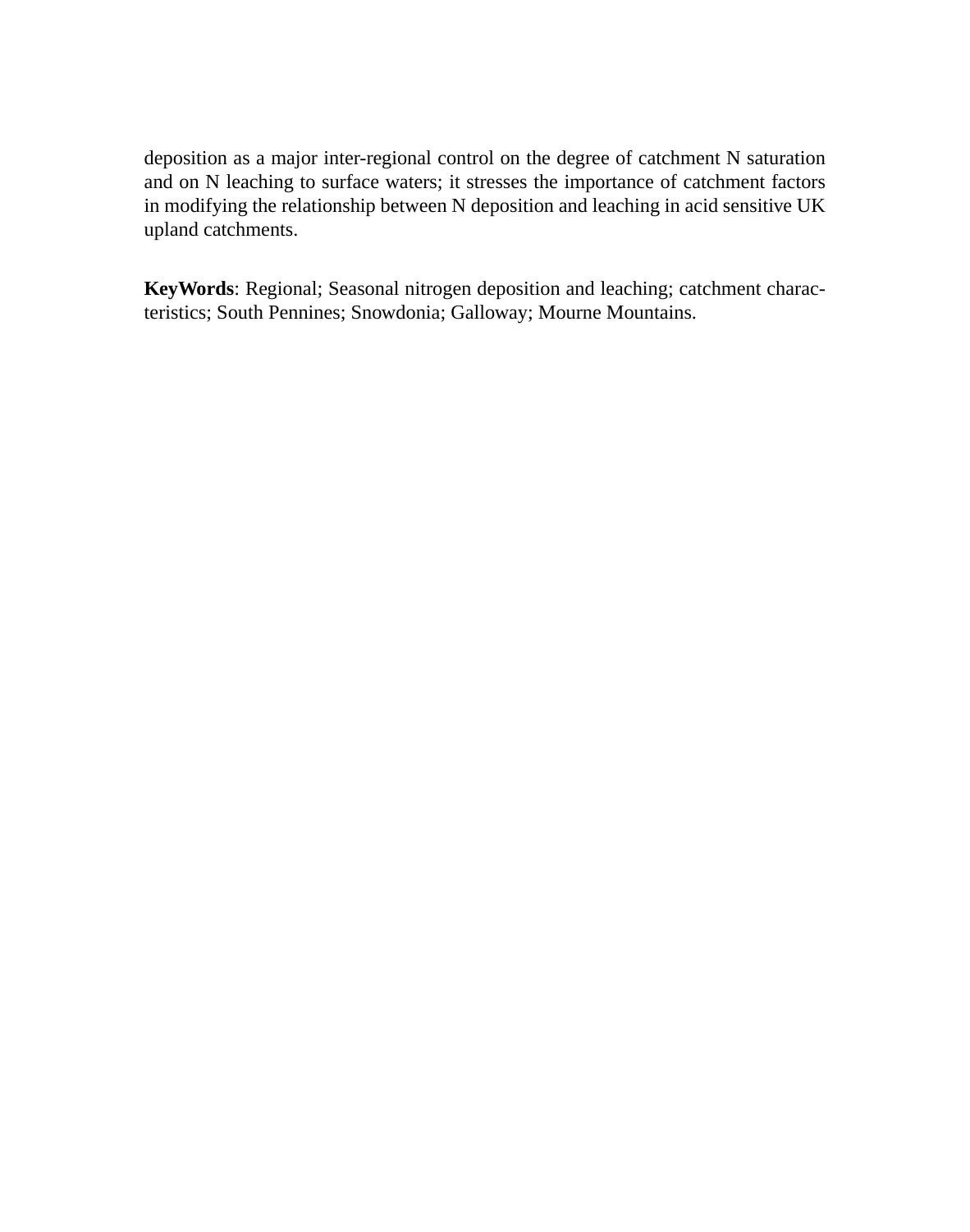deposition as a major inter-regional control on the degree of catchment N saturation and on N leaching to surface waters; it stresses the importance of catchment factors in modifying the relationship between N deposition and leaching in acid sensitive UK upland catchments.

**KeyWords**: Regional; Seasonal nitrogen deposition and leaching; catchment characteristics; South Pennines; Snowdonia; Galloway; Mourne Mountains.